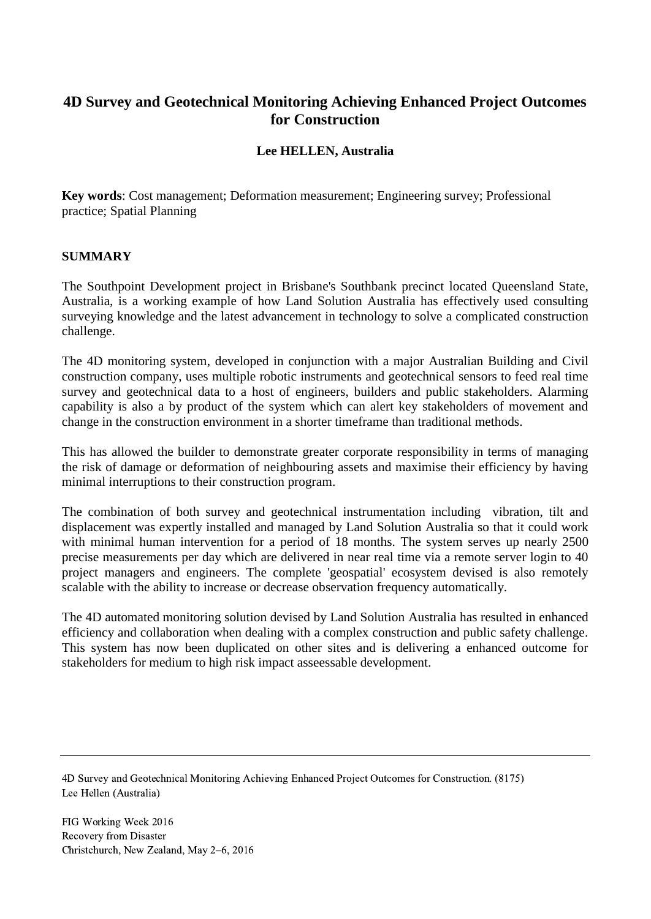# 4D Survey and Geotechnical Monitoring Achieving Enhanced Project Outcomes for Construction

**Lee HELLEN, Australia**

**Key words**: Cost management; Deformation measurement; Engineering survey; Professional practice; Spatial Planning

## SUMMARY

The Southpoint Development project in Brisbane's Southbank precinct located Queensland State, Australia, is a working example of how Land Solution Australia has effectively used consulting surveying knowledge and the latest advancement in technology to solve a complicated construction challenge.

The 4D monitoring system, developed in conjunction with a major Australian Building and Civil construction company, uses multiple robotic instruments and geotechnical sensors to feed real time survey and geotechnical data to a host of engineers, builders and public stakeholders. Alarming capability is also a by product of the system which can alert key stakeholders of movement and change in the construction environment in a shorter timeframe than traditional methods.

This has allowed the builder to demonstrate greater corporate responsibility in terms of managing the risk of damage or deformation of neighbouring assets and maximise their efficiency by having minimal interruptions to their construction program.

The combination of both survey and geotechnical instrumentation including vibration, tilt and displacement was expertly installed and managed by Land Solution Australia so that it could work with minimal human intervention for a period of 18 months. The system serves up nearly 2500 precise measurements per day which are delivered in near real time via a remote server login to 40 project managers and engineers. The complete 'geospatial' ecosystem devised is also remotely scalable with the ability to increase or decrease observation frequency automatically.

The 4D automated monitoring solution devised by Land Solution Australia has resulted in enhanced efficiency and collaboration when dealing with a complex construction and public safety challenge. This system has now been duplicated on other sites and is delivering a enhanced outcome for stakeholders for medium to high risk impact asseessable development.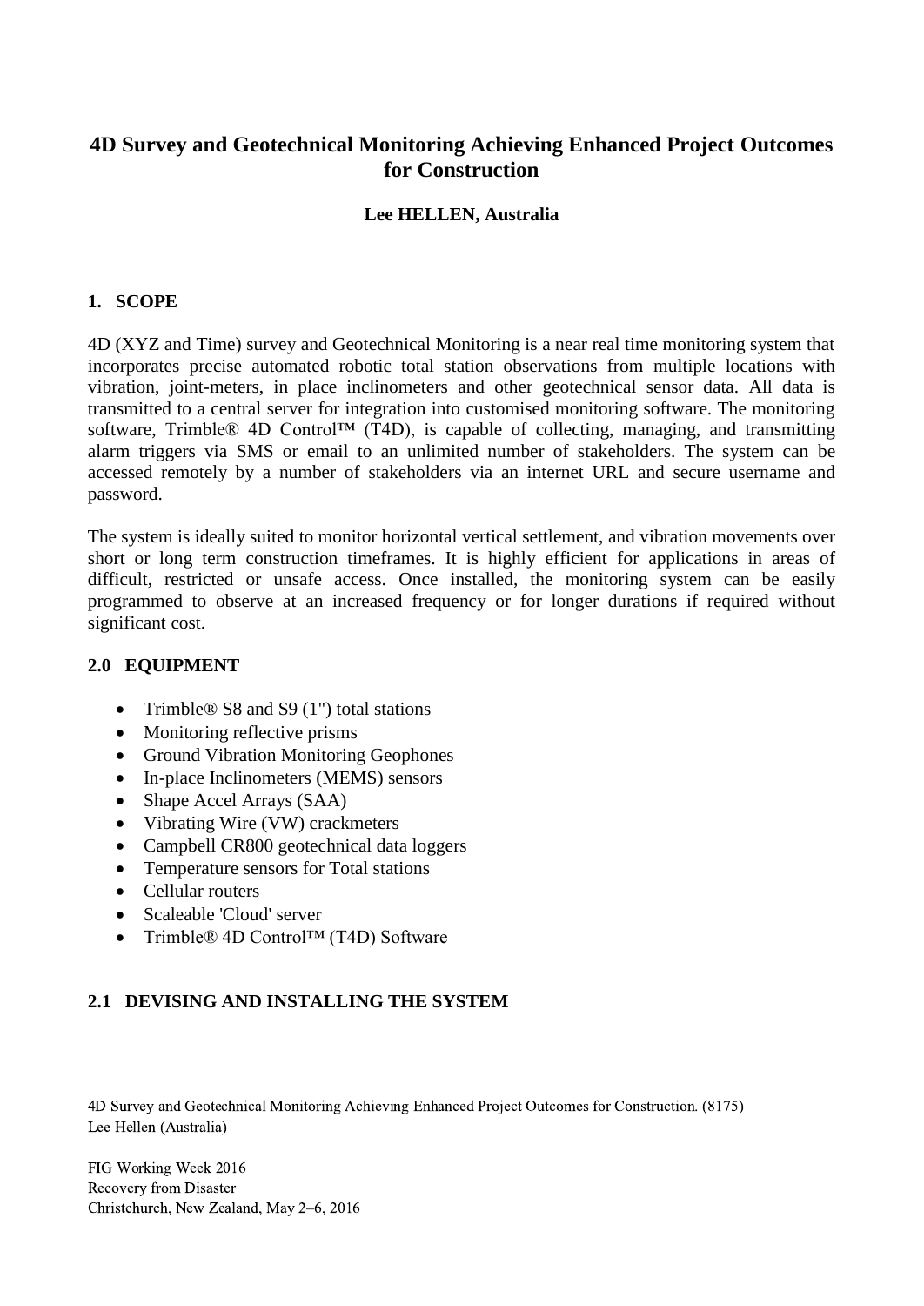# 4D Survey and Geotechnical Monitoring Achieving Enhanced Project Outcomes for Construction

**Lee HELLEN, Australia**

## 1. SCOPE

4D (XYZ and Time) survey and Geotechnical Monitoring is a near real time monitoring system that incorporates precise automated robotic total station observations from multiple locations with vibration, joint-meters, in place inclinometers and other geotechnical sensor data. All data is transmitted to a central server for integration into customised monitoring software. The monitoring software, Trimble® 4D Control™ (T4D), is capable of collecting, managing, and transmitting alarm triggers via SMS or email to an unlimited number of stakeholders. The system can be accessed remotely by a number of stakeholders via an internet URL and secure username and password.

The system is ideally suited to monitor horizontal vertical settlement, and vibration movements over short or long term construction timeframes. It is highly efficient for applications in areas of difficult, restricted or unsafe access. Once installed, the monitoring system can be easily programmed to observe at an increased frequency or for longer durations if required without significant cost.

## 2.0 EQUIPMENT

- Trimble® S8 and S9 (1") total stations
- Monitoring reflective prisms
- Ground Vibration Monitoring Geophones
- In-place Inclinometers (MEMS) sensors
- Shape Accel Arrays (SAA)
- Vibrating Wire (VW) crackmeters
- Campbell CR800 geotechnical data loggers
- Temperature sensors for Total stations
- Cellular routers
- Scaleable 'Cloud' server
- Trimble® 4D Control™ (T4D) Software

## 2.1 DEVISING AND INSTALLING THE SYSTEM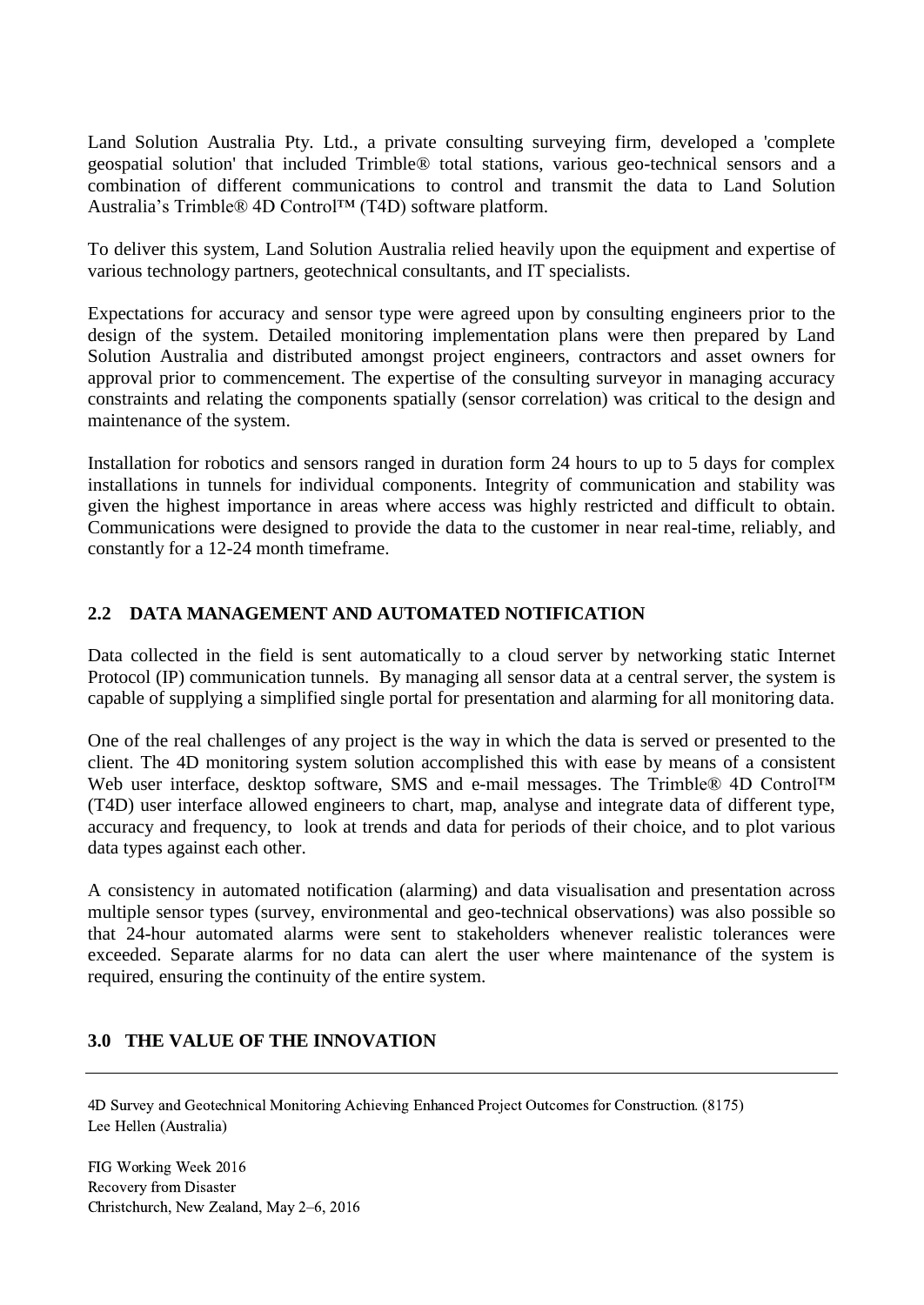Land Solution Australia Pty. Ltd., a private consulting surveying firm, developed a 'complete geospatial solution' that included Trimble® total stations, various geo-technical sensors and a combination of different communications to control and transmit the data to Land Solution Australia's Trimble® 4D Control™ (T4D) software platform.

To deliver this system, Land Solution Australia relied heavily upon the equipment and expertise of various technology partners, geotechnical consultants, and IT specialists.

Expectations for accuracy and sensor type were agreed upon by consulting engineers prior to the design of the system. Detailed monitoring implementation plans were then prepared by Land Solution Australia and distributed amongst project engineers, contractors and asset owners for approval prior to commencement. The expertise of the consulting surveyor in managing accuracy constraints and relating the components spatially (sensor correlation) was critical to the design and maintenance of the system.

Installation for robotics and sensors ranged in duration form 24 hours to up to 5 days for complex installations in tunnels for individual components. Integrity of communication and stability was given the highest importance in areas where access was highly restricted and difficult to obtain. Communications were designed to provide the data to the customer in near real-time, reliably, and constantly for a 12-24 month timeframe.

## 2.2 DATA MANAGEMENT AND AUTOMATED NOTIFICATION

Data collected in the field is sent automatically to a cloud server by networking static Internet Protocol (IP) communication tunnels. By managing all sensor data at a central server, the system is capable of supplying a simplified single portal for presentation and alarming for all monitoring data.

One of the real challenges of any project is the way in which the data is served or presented to the client. The 4D monitoring system solution accomplished this with ease by means of a consistent Web user interface, desktop software, SMS and e-mail messages. The Trimble® 4D Control™ (T4D) user interface allowed engineers to chart, map, analyse and integrate data of different type, accuracy and frequency, to look at trends and data for periods of their choice, and to plot various data types against each other.

A consistency in automated notification (alarming) and data visualisation and presentation across multiple sensor types (survey, environmental and geo-technical observations) was also possible so that 24-hour automated alarms were sent to stakeholders whenever realistic tolerances were exceeded. Separate alarms for no data can alert the user where maintenance of the system is required, ensuring the continuity of the entire system.

## 3.0 THE VALUE OF THE INNOVATION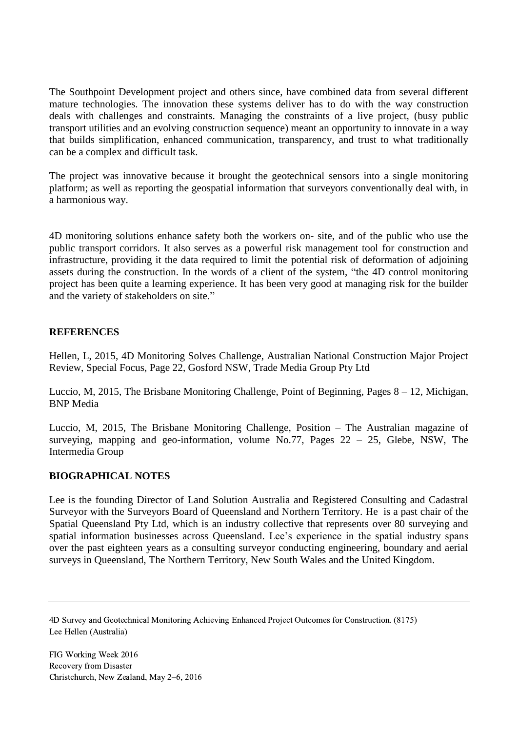The Southpoint Development project and others since, have combined data from several different mature technologies. The innovation these systems deliver has to do with the way construction deals with challenges and constraints. Managing the constraints of a live project, (busy public transport utilities and an evolving construction sequence) meant an opportunity to innovate in a way that builds simplification, enhanced communication, transparency, and trust to what traditionally can be a complex and difficult task.

The project was innovative because it brought the geotechnical sensors into a single monitoring platform; as well as reporting the geospatial information that surveyors conventionally deal with, in a harmonious way.

4D monitoring solutions enhance safety both the workers on- site, and of the public who use the public transport corridors. It also serves as a powerful risk management tool for construction and infrastructure, providing it the data required to limit the potential risk of deformation of adjoining assets during the construction. In the words of a client of the system, "the 4D control monitoring project has been quite a learning experience. It has been very good at managing risk for the builder and the variety of stakeholders on site."

## REFERENCES

Hellen, L, 2015, 4D Monitoring Solves Challenge, Australian National Construction Major Project Review, Special Focus, Page 22, Gosford NSW, Trade Media Group Pty Ltd

Luccio, M, 2015, The Brisbane Monitoring Challenge, Point of Beginning, Pages 8 – 12, Michigan, BNP Media

Luccio, M, 2015, The Brisbane Monitoring Challenge, Position – The Australian magazine of surveying, mapping and geo-information, volume No.77, Pages 22 – 25, Glebe, NSW, The Intermedia Group

## BIOGRAPHICAL NOTES

Lee is the founding Director of Land Solution Australia and Registered Consulting and Cadastral Surveyor with the Surveyors Board of Queensland and Northern Territory. He is a past chair of the Spatial Queensland Pty Ltd, which is an industry collective that represents over 80 surveying and spatial information businesses across Queensland. Lee's experience in the spatial industry spans over the past eighteen years as a consulting surveyor conducting engineering, boundary and aerial surveys in Queensland, The Northern Territory, New South Wales and the United Kingdom.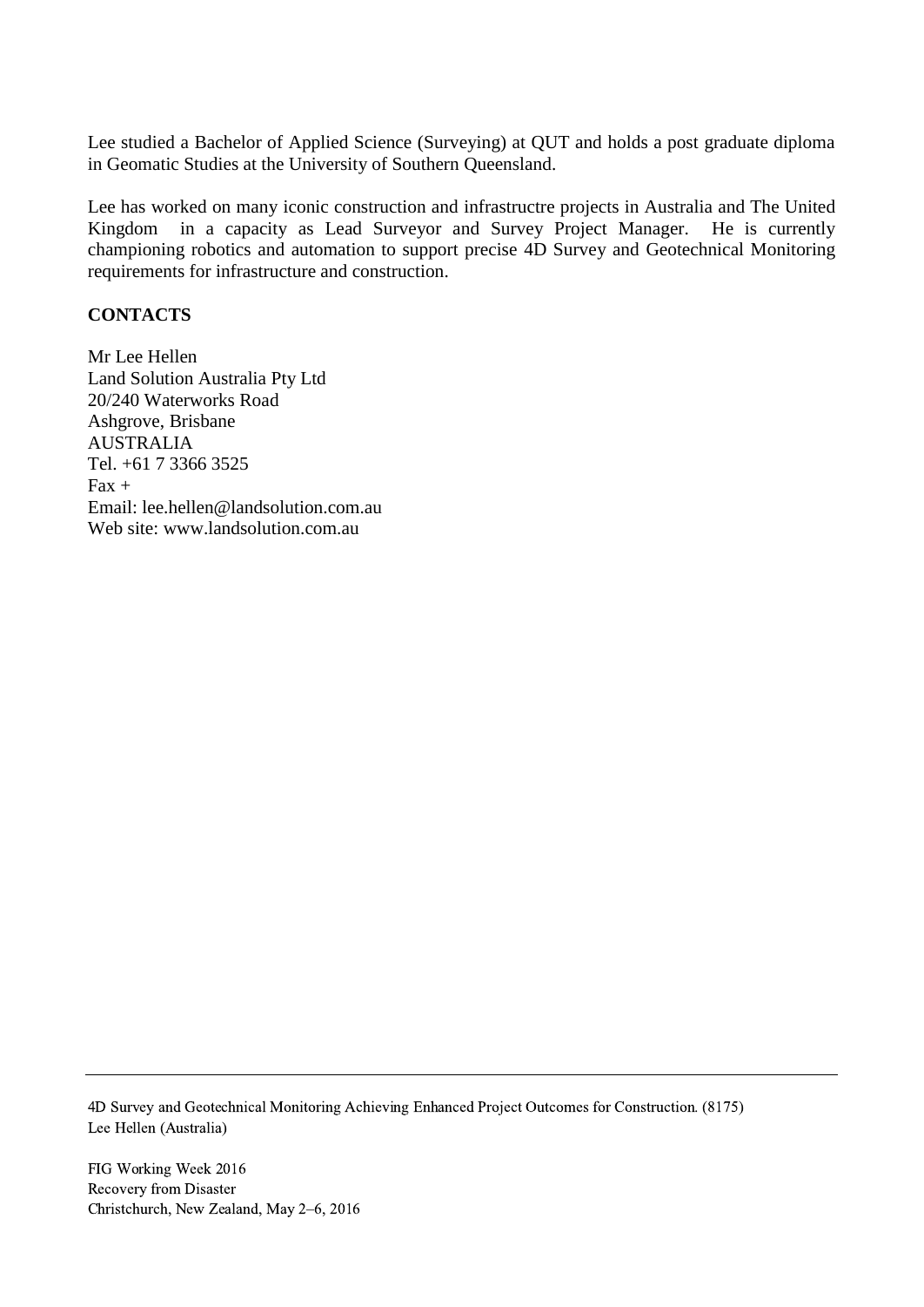Lee studied a Bachelor of Applied Science (Surveying) at QUT and holds a post graduate diploma in Geomatic Studies at the University of Southern Queensland.

Lee has worked on many iconic construction and infrastructre projects in Australia and The United Kingdom in a capacity as Lead Surveyor and Survey Project Manager. He is currently championing robotics and automation to support precise 4D Survey and Geotechnical Monitoring requirements for infrastructure and construction.

## CONTACTS

Mr Lee Hellen  
Land Solution Australia Pty Ltd  
20/240 Waterworks Road  
Ashgrove, Brisbane  
AUSTRALIA  
Tel. +61 7 3366 3525  
Fax +  
Email: lee.hellen@landsolution.com.au  
Web site: www.landsolution.com.au